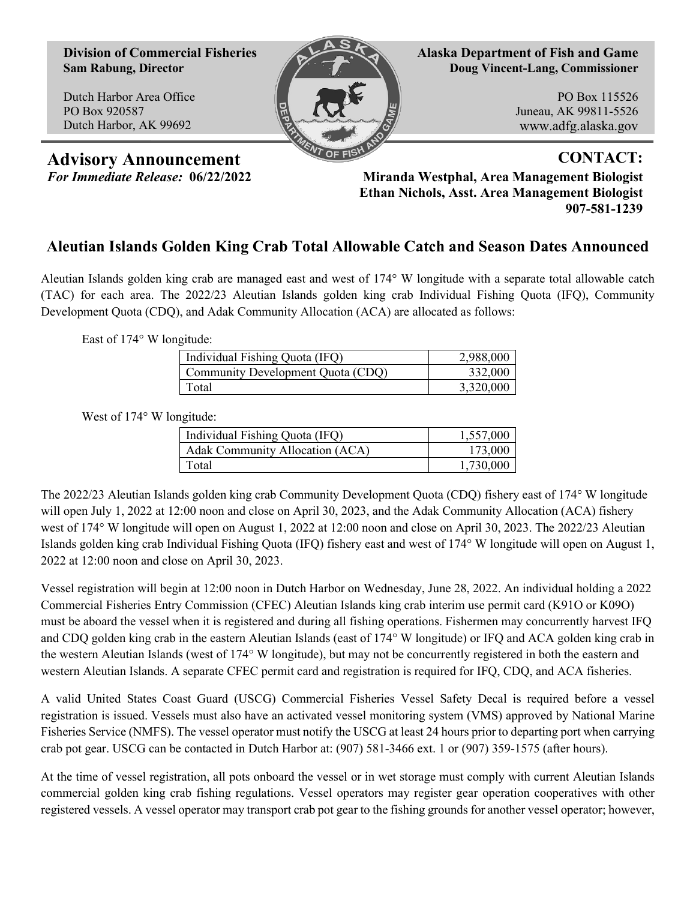**Division of Commercial Fisheries**
**Sam Rabung, Director**

Dutch Harbor Area Office
PO Box 920587
Dutch Harbor, AK 99692

**Alaska Department of Fish and Game**
**Doug Vincent-Lang, Commissioner**

PO Box 115526
Juneau, AK 99811-5526
www.adfg.alaska.gov

## Advisory Announcement

***For Immediate Release:* 06/22/2022**

**CONTACT:**
**Miranda Westphal, Area Management Biologist**
**Ethan Nichols, Asst. Area Management Biologist**
**907-581-1239**

# Aleutian Islands Golden King Crab Total Allowable Catch and Season Dates Announced

Aleutian Islands golden king crab are managed east and west of 174° W longitude with a separate total allowable catch (TAC) for each area. The 2022/23 Aleutian Islands golden king crab Individual Fishing Quota (IFQ), Community Development Quota (CDQ), and Adak Community Allocation (ACA) are allocated as follows:

East of 174° W longitude:

| | |
|---|---:|
| Individual Fishing Quota (IFQ) | 2,988,000 |
| Community Development Quota (CDQ) | 332,000 |
| Total | 3,320,000 |

West of 174° W longitude:

| | |
|---|---:|
| Individual Fishing Quota (IFQ) | 1,557,000 |
| Adak Community Allocation (ACA) | 173,000 |
| Total | 1,730,000 |

The 2022/23 Aleutian Islands golden king crab Community Development Quota (CDQ) fishery east of 174° W longitude will open July 1, 2022 at 12:00 noon and close on April 30, 2023, and the Adak Community Allocation (ACA) fishery west of 174° W longitude will open on August 1, 2022 at 12:00 noon and close on April 30, 2023. The 2022/23 Aleutian Islands golden king crab Individual Fishing Quota (IFQ) fishery east and west of 174° W longitude will open on August 1, 2022 at 12:00 noon and close on April 30, 2023.

Vessel registration will begin at 12:00 noon in Dutch Harbor on Wednesday, June 28, 2022. An individual holding a 2022 Commercial Fisheries Entry Commission (CFEC) Aleutian Islands king crab interim use permit card (K91O or K09O) must be aboard the vessel when it is registered and during all fishing operations. Fishermen may concurrently harvest IFQ and CDQ golden king crab in the eastern Aleutian Islands (east of 174° W longitude) or IFQ and ACA golden king crab in the western Aleutian Islands (west of 174° W longitude), but may not be concurrently registered in both the eastern and western Aleutian Islands. A separate CFEC permit card and registration is required for IFQ, CDQ, and ACA fisheries.

A valid United States Coast Guard (USCG) Commercial Fisheries Vessel Safety Decal is required before a vessel registration is issued. Vessels must also have an activated vessel monitoring system (VMS) approved by National Marine Fisheries Service (NMFS). The vessel operator must notify the USCG at least 24 hours prior to departing port when carrying crab pot gear. USCG can be contacted in Dutch Harbor at: (907) 581-3466 ext. 1 or (907) 359-1575 (after hours).

At the time of vessel registration, all pots onboard the vessel or in wet storage must comply with current Aleutian Islands commercial golden king crab fishing regulations. Vessel operators may register gear operation cooperatives with other registered vessels. A vessel operator may transport crab pot gear to the fishing grounds for another vessel operator; however,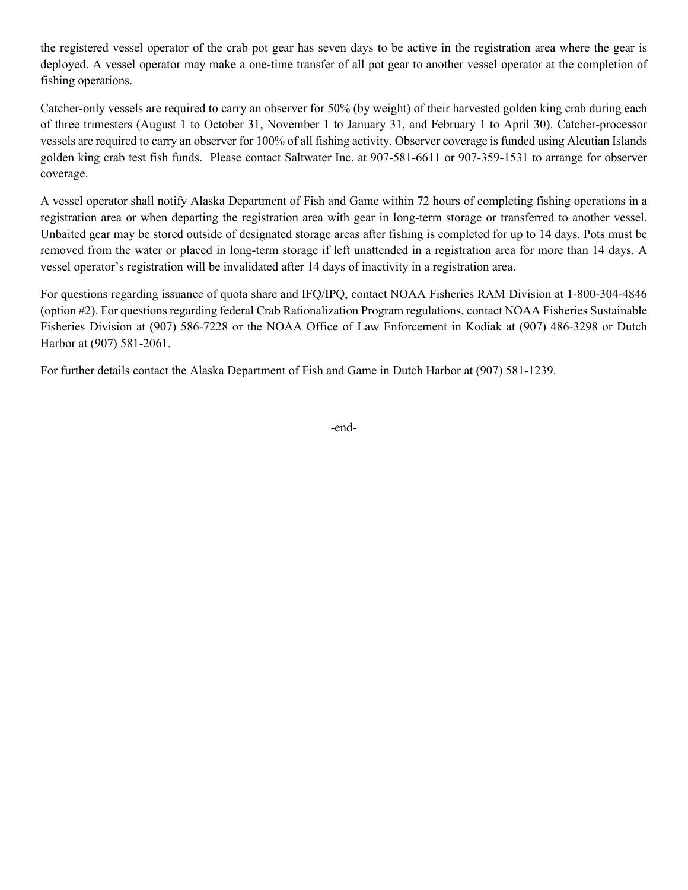the registered vessel operator of the crab pot gear has seven days to be active in the registration area where the gear is deployed. A vessel operator may make a one-time transfer of all pot gear to another vessel operator at the completion of fishing operations.

Catcher-only vessels are required to carry an observer for 50% (by weight) of their harvested golden king crab during each of three trimesters (August 1 to October 31, November 1 to January 31, and February 1 to April 30). Catcher-processor vessels are required to carry an observer for 100% of all fishing activity. Observer coverage is funded using Aleutian Islands golden king crab test fish funds. Please contact Saltwater Inc. at 907-581-6611 or 907-359-1531 to arrange for observer coverage.

A vessel operator shall notify Alaska Department of Fish and Game within 72 hours of completing fishing operations in a registration area or when departing the registration area with gear in long-term storage or transferred to another vessel. Unbaited gear may be stored outside of designated storage areas after fishing is completed for up to 14 days. Pots must be removed from the water or placed in long-term storage if left unattended in a registration area for more than 14 days. A vessel operator's registration will be invalidated after 14 days of inactivity in a registration area.

For questions regarding issuance of quota share and IFQ/IPQ, contact NOAA Fisheries RAM Division at 1-800-304-4846 (option #2). For questions regarding federal Crab Rationalization Program regulations, contact NOAA Fisheries Sustainable Fisheries Division at (907) 586-7228 or the NOAA Office of Law Enforcement in Kodiak at (907) 486-3298 or Dutch Harbor at (907) 581-2061.

For further details contact the Alaska Department of Fish and Game in Dutch Harbor at (907) 581-1239.

-end-